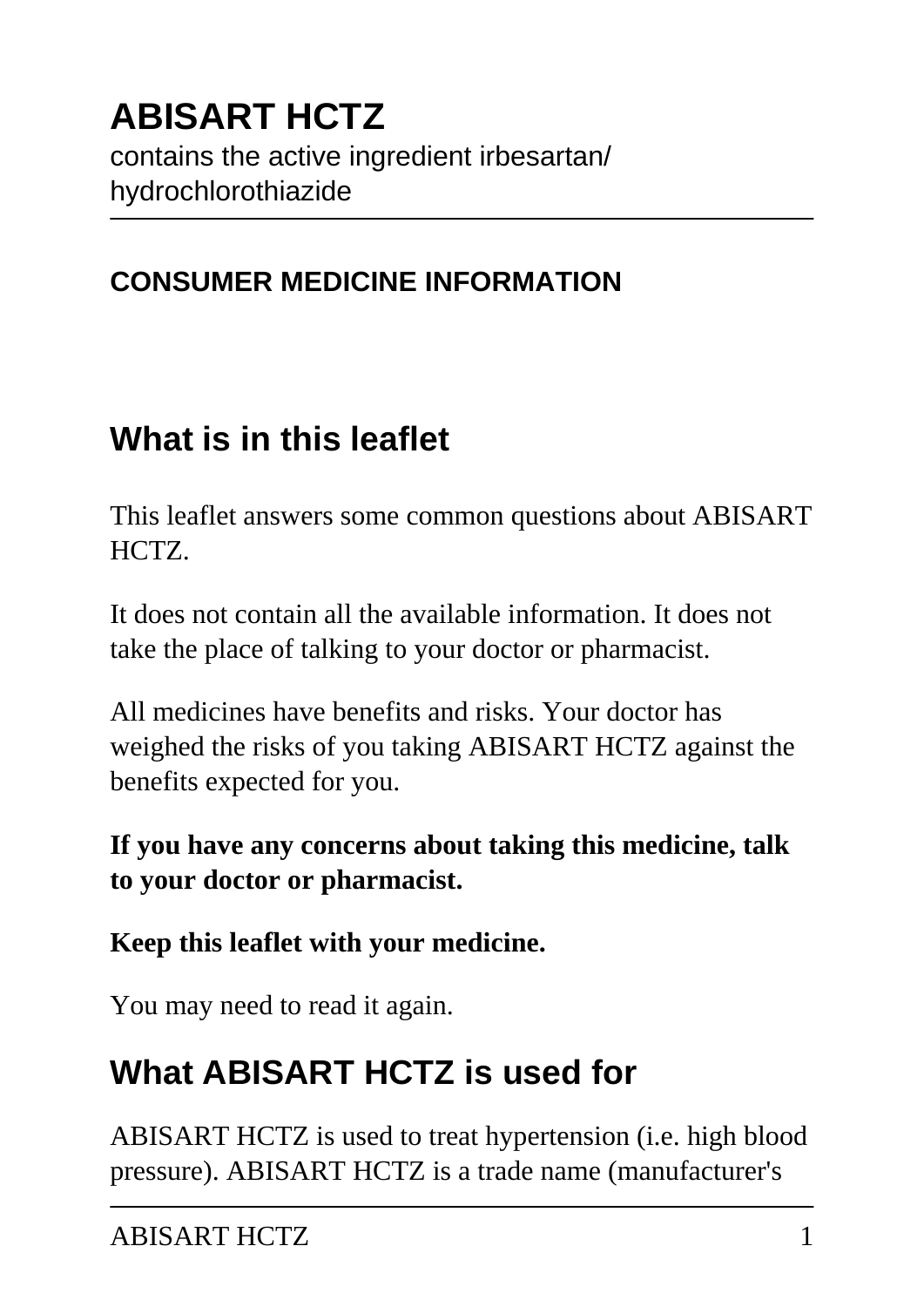# ABISART HCTZ

contains the active ingredient irbesartan/ hydrochlorothiazide

**CONSUMER MEDICINE INFORMATION**

## What is in this leaflet

This leaflet answers some common questions about ABISART HCTZ.

It does not contain all the available information. It does not take the place of talking to your doctor or pharmacist.

All medicines have benefits and risks. Your doctor has weighed the risks of you taking ABISART HCTZ against the benefits expected for you.

**If you have any concerns about taking this medicine, talk to your doctor or pharmacist.**

**Keep this leaflet with your medicine.**

You may need to read it again.

## What ABISART HCTZ is used for

ABISART HCTZ is used to treat hypertension (i.e. high blood pressure). ABISART HCTZ is a trade name (manufacturer's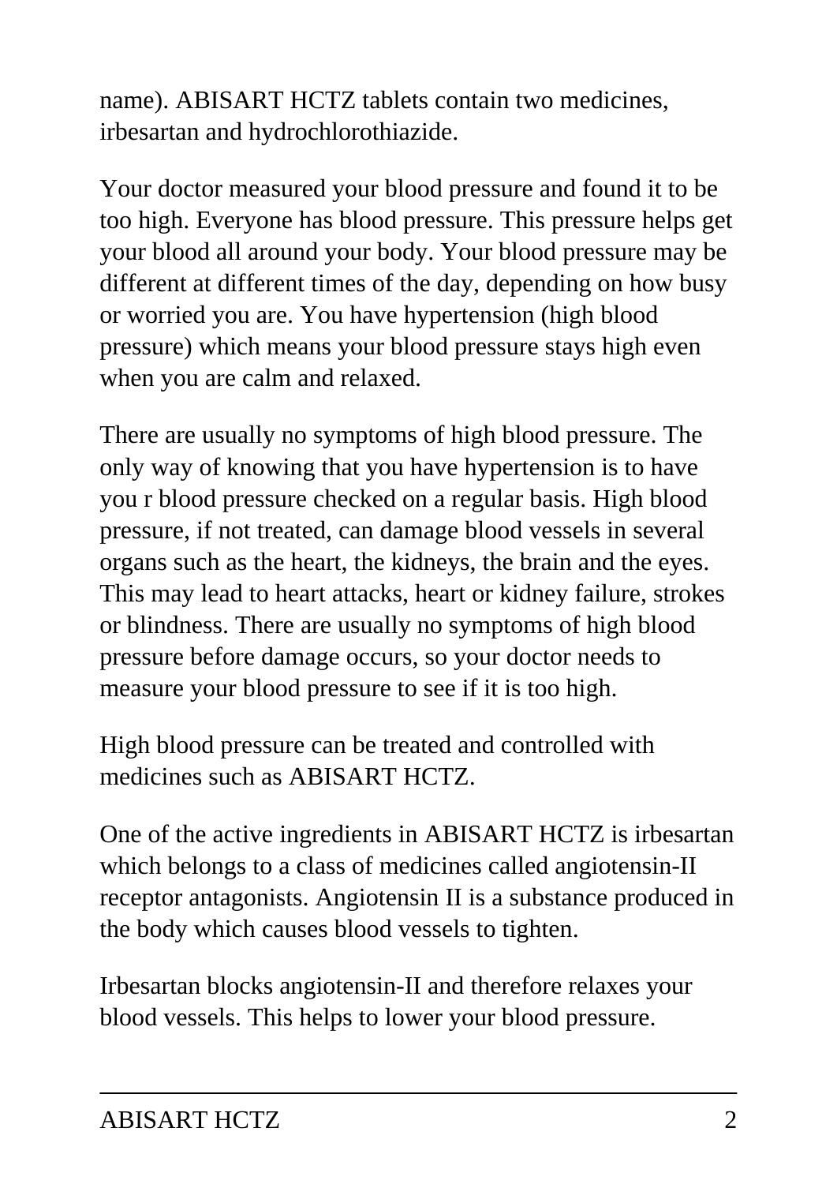name). ABISART HCTZ tablets contain two medicines, irbesartan and hydrochlorothiazide.

Your doctor measured your blood pressure and found it to be too high. Everyone has blood pressure. This pressure helps get your blood all around your body. Your blood pressure may be different at different times of the day, depending on how busy or worried you are. You have hypertension (high blood pressure) which means your blood pressure stays high even when you are calm and relaxed.

There are usually no symptoms of high blood pressure. The only way of knowing that you have hypertension is to have you r blood pressure checked on a regular basis. High blood pressure, if not treated, can damage blood vessels in several organs such as the heart, the kidneys, the brain and the eyes. This may lead to heart attacks, heart or kidney failure, strokes or blindness. There are usually no symptoms of high blood pressure before damage occurs, so your doctor needs to measure your blood pressure to see if it is too high.

High blood pressure can be treated and controlled with medicines such as ABISART HCTZ.

One of the active ingredients in ABISART HCTZ is irbesartan which belongs to a class of medicines called angiotensin-II receptor antagonists. Angiotensin II is a substance produced in the body which causes blood vessels to tighten.

Irbesartan blocks angiotensin-II and therefore relaxes your blood vessels. This helps to lower your blood pressure.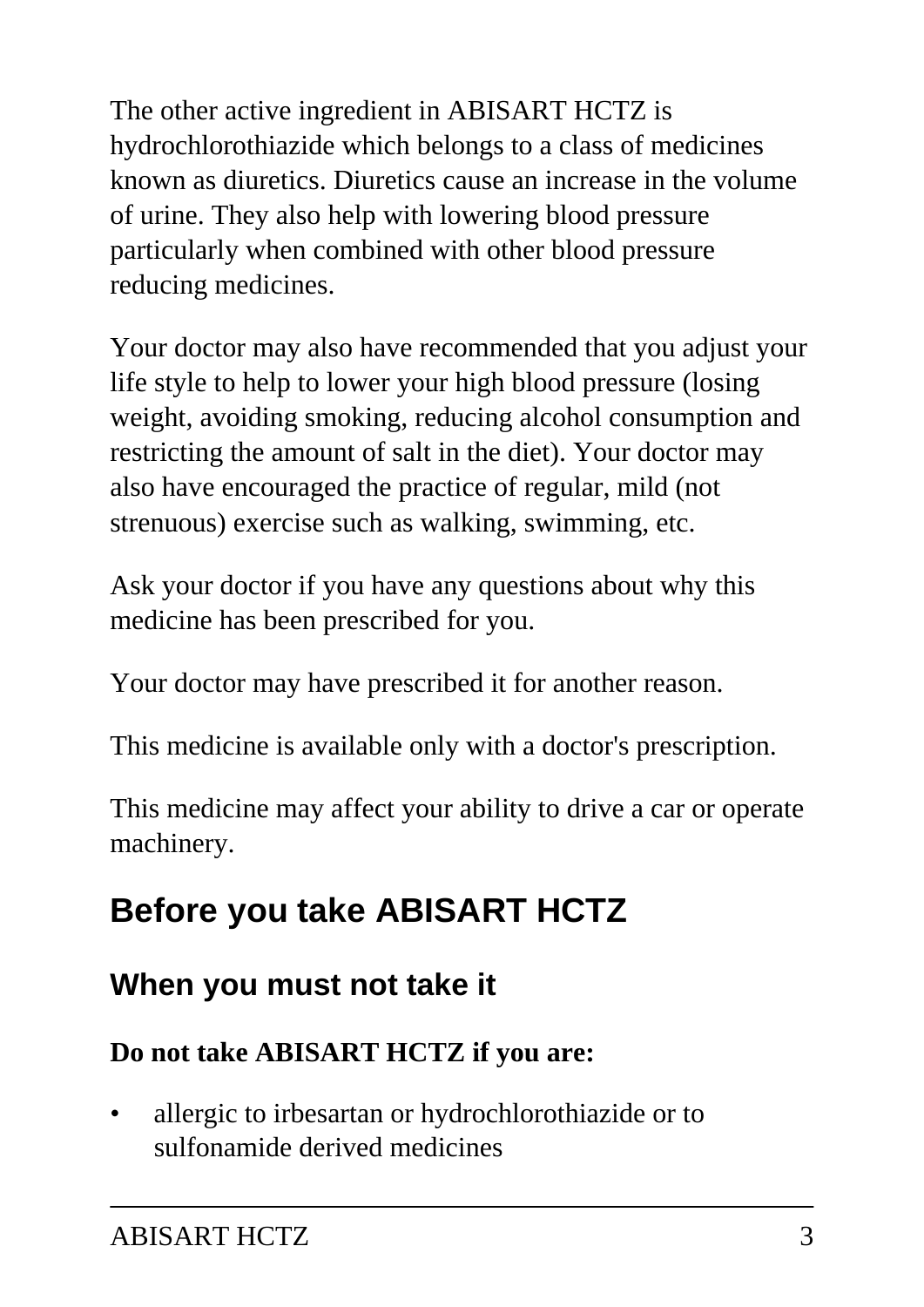The other active ingredient in ABISART HCTZ is hydrochlorothiazide which belongs to a class of medicines known as diuretics. Diuretics cause an increase in the volume of urine. They also help with lowering blood pressure particularly when combined with other blood pressure reducing medicines.

Your doctor may also have recommended that you adjust your life style to help to lower your high blood pressure (losing weight, avoiding smoking, reducing alcohol consumption and restricting the amount of salt in the diet). Your doctor may also have encouraged the practice of regular, mild (not strenuous) exercise such as walking, swimming, etc.

Ask your doctor if you have any questions about why this medicine has been prescribed for you.

Your doctor may have prescribed it for another reason.

This medicine is available only with a doctor's prescription.

This medicine may affect your ability to drive a car or operate machinery.

# Before you take ABISART HCTZ

## When you must not take it

**Do not take ABISART HCTZ if you are:**

- allergic to irbesartan or hydrochlorothiazide or to sulfonamide derived medicines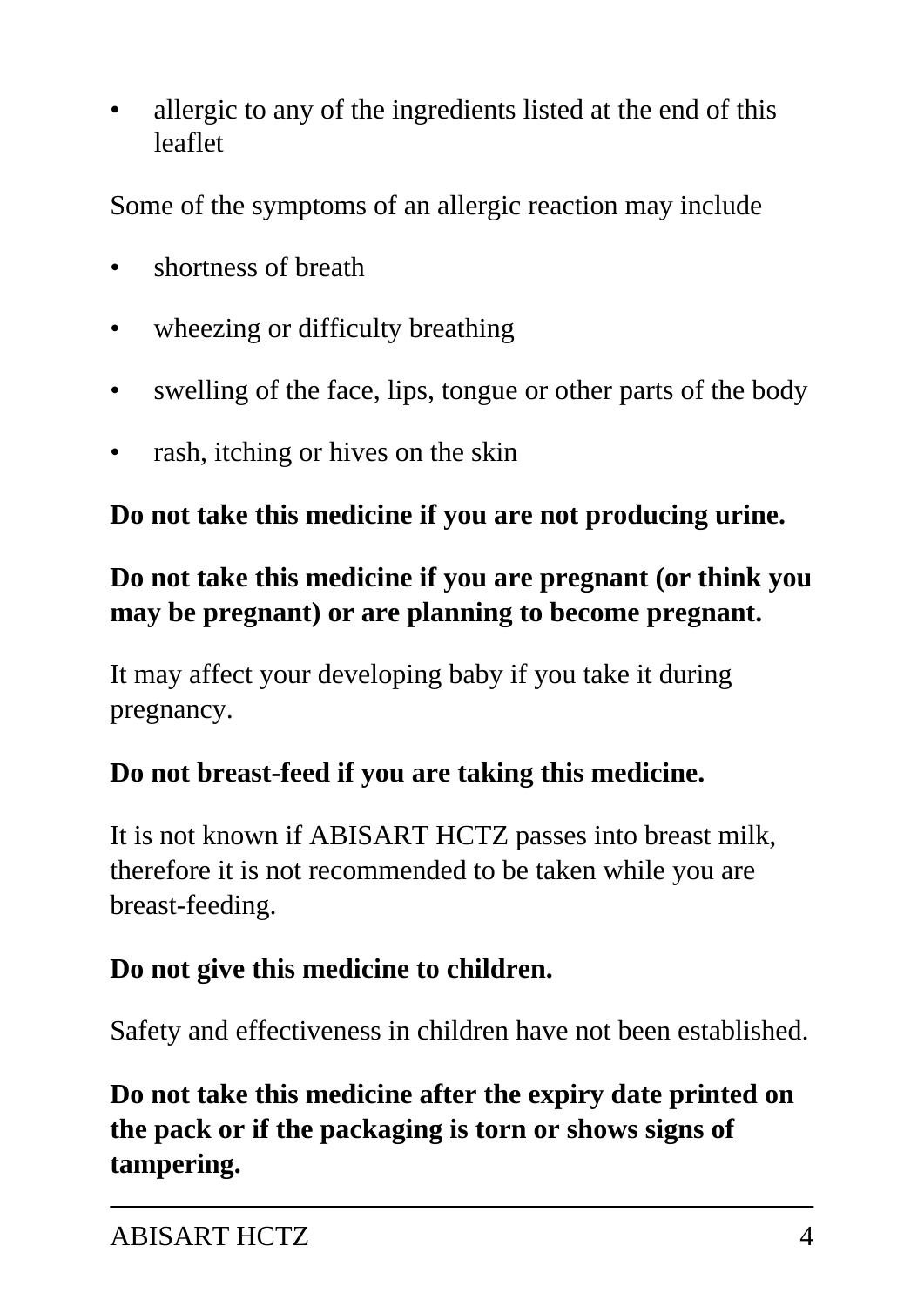- allergic to any of the ingredients listed at the end of this leaflet

Some of the symptoms of an allergic reaction may include

- shortness of breath
- wheezing or difficulty breathing
- swelling of the face, lips, tongue or other parts of the body
- rash, itching or hives on the skin

**Do not take this medicine if you are not producing urine.**

**Do not take this medicine if you are pregnant (or think you may be pregnant) or are planning to become pregnant.**

It may affect your developing baby if you take it during pregnancy.

**Do not breast-feed if you are taking this medicine.**

It is not known if ABISART HCTZ passes into breast milk, therefore it is not recommended to be taken while you are breast-feeding.

**Do not give this medicine to children.**

Safety and effectiveness in children have not been established.

**Do not take this medicine after the expiry date printed on the pack or if the packaging is torn or shows signs of tampering.**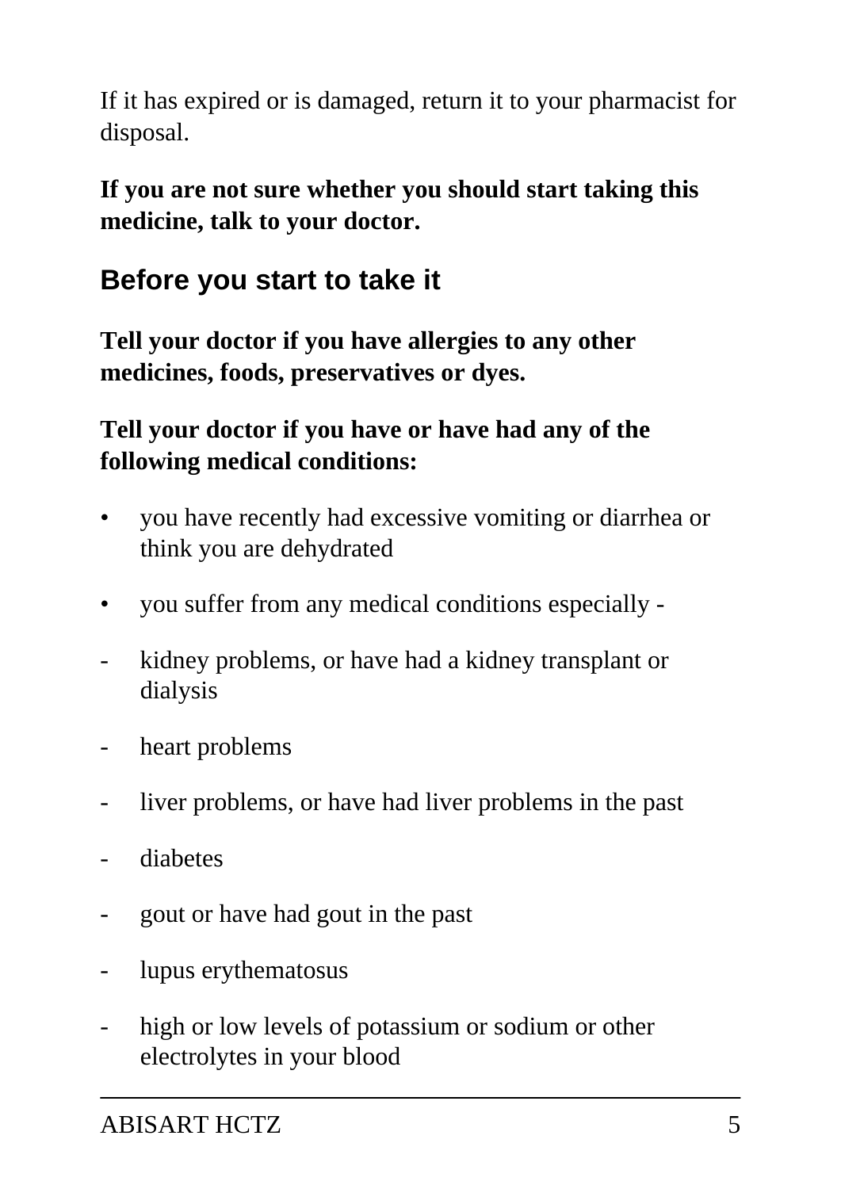If it has expired or is damaged, return it to your pharmacist for disposal.

**If you are not sure whether you should start taking this medicine, talk to your doctor.**

## Before you start to take it

**Tell your doctor if you have allergies to any other medicines, foods, preservatives or dyes.**

**Tell your doctor if you have or have had any of the following medical conditions:**

- you have recently had excessive vomiting or diarrhea or think you are dehydrated
- you suffer from any medical conditions especially -

- kidney problems, or have had a kidney transplant or dialysis
- heart problems
- liver problems, or have had liver problems in the past
- diabetes
- gout or have had gout in the past
- lupus erythematosus
- high or low levels of potassium or sodium or other electrolytes in your blood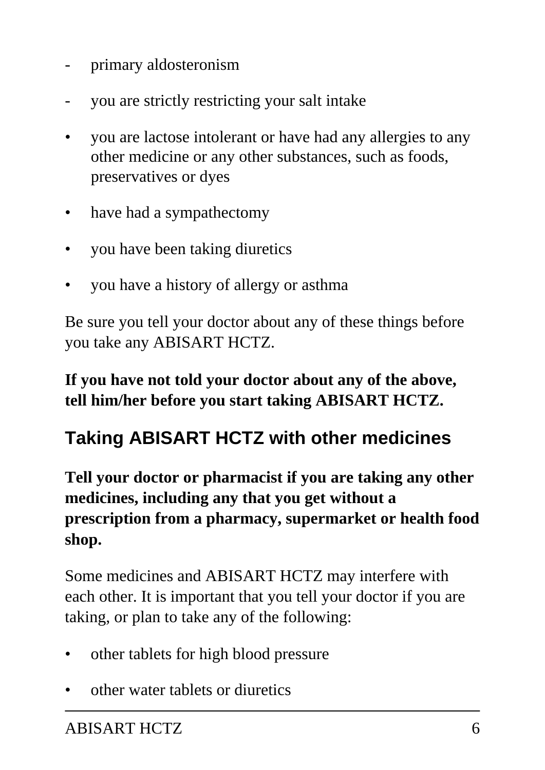- primary aldosteronism
- you are strictly restricting your salt intake

- you are lactose intolerant or have had any allergies to any other medicine or any other substances, such as foods, preservatives or dyes
- have had a sympathectomy
- you have been taking diuretics
- you have a history of allergy or asthma

Be sure you tell your doctor about any of these things before you take any ABISART HCTZ.

**If you have not told your doctor about any of the above, tell him/her before you start taking ABISART HCTZ.**

## Taking ABISART HCTZ with other medicines

**Tell your doctor or pharmacist if you are taking any other medicines, including any that you get without a prescription from a pharmacy, supermarket or health food shop.**

Some medicines and ABISART HCTZ may interfere with each other. It is important that you tell your doctor if you are taking, or plan to take any of the following:

- other tablets for high blood pressure
- other water tablets or diuretics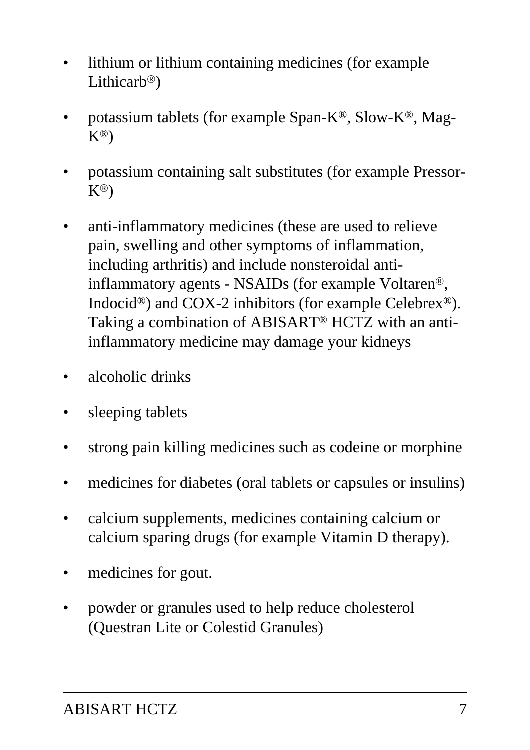- lithium or lithium containing medicines (for example Lithicarb®)
- potassium tablets (for example Span-K®, Slow-K®, Mag-K®)
- potassium containing salt substitutes (for example Pressor-K®)
- anti-inflammatory medicines (these are used to relieve pain, swelling and other symptoms of inflammation, including arthritis) and include nonsteroidal anti-inflammatory agents - NSAIDs (for example Voltaren®, Indocid®) and COX-2 inhibitors (for example Celebrex®). Taking a combination of ABISART® HCTZ with an anti-inflammatory medicine may damage your kidneys
- alcoholic drinks
- sleeping tablets
- strong pain killing medicines such as codeine or morphine
- medicines for diabetes (oral tablets or capsules or insulins)
- calcium supplements, medicines containing calcium or calcium sparing drugs (for example Vitamin D therapy).
- medicines for gout.
- powder or granules used to help reduce cholesterol (Questran Lite or Colestid Granules)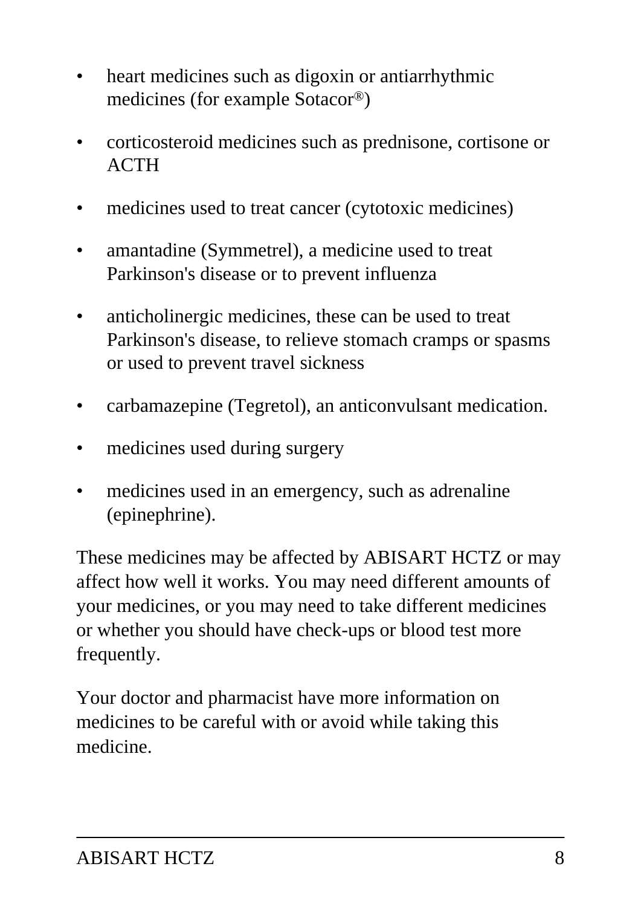- heart medicines such as digoxin or antiarrhythmic medicines (for example Sotacor®)
- corticosteroid medicines such as prednisone, cortisone or ACTH
- medicines used to treat cancer (cytotoxic medicines)
- amantadine (Symmetrel), a medicine used to treat Parkinson's disease or to prevent influenza
- anticholinergic medicines, these can be used to treat Parkinson's disease, to relieve stomach cramps or spasms or used to prevent travel sickness
- carbamazepine (Tegretol), an anticonvulsant medication.
- medicines used during surgery
- medicines used in an emergency, such as adrenaline (epinephrine).

These medicines may be affected by ABISART HCTZ or may affect how well it works. You may need different amounts of your medicines, or you may need to take different medicines or whether you should have check-ups or blood test more frequently.

Your doctor and pharmacist have more information on medicines to be careful with or avoid while taking this medicine.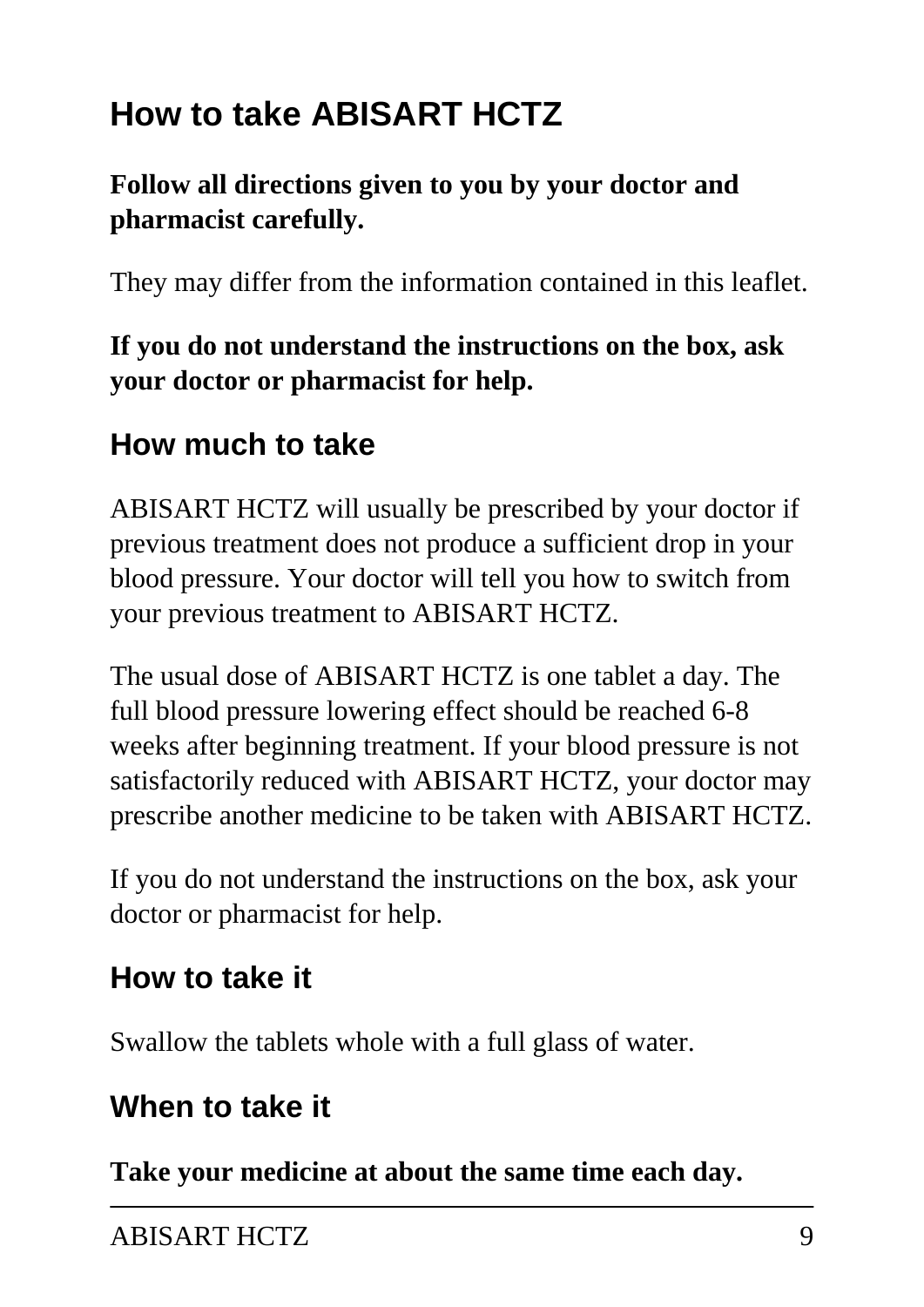# How to take ABISART HCTZ

**Follow all directions given to you by your doctor and pharmacist carefully.**

They may differ from the information contained in this leaflet.

**If you do not understand the instructions on the box, ask your doctor or pharmacist for help.**

## How much to take

ABISART HCTZ will usually be prescribed by your doctor if previous treatment does not produce a sufficient drop in your blood pressure. Your doctor will tell you how to switch from your previous treatment to ABISART HCTZ.

The usual dose of ABISART HCTZ is one tablet a day. The full blood pressure lowering effect should be reached 6-8 weeks after beginning treatment. If your blood pressure is not satisfactorily reduced with ABISART HCTZ, your doctor may prescribe another medicine to be taken with ABISART HCTZ.

If you do not understand the instructions on the box, ask your doctor or pharmacist for help.

## How to take it

Swallow the tablets whole with a full glass of water.

## When to take it

**Take your medicine at about the same time each day.**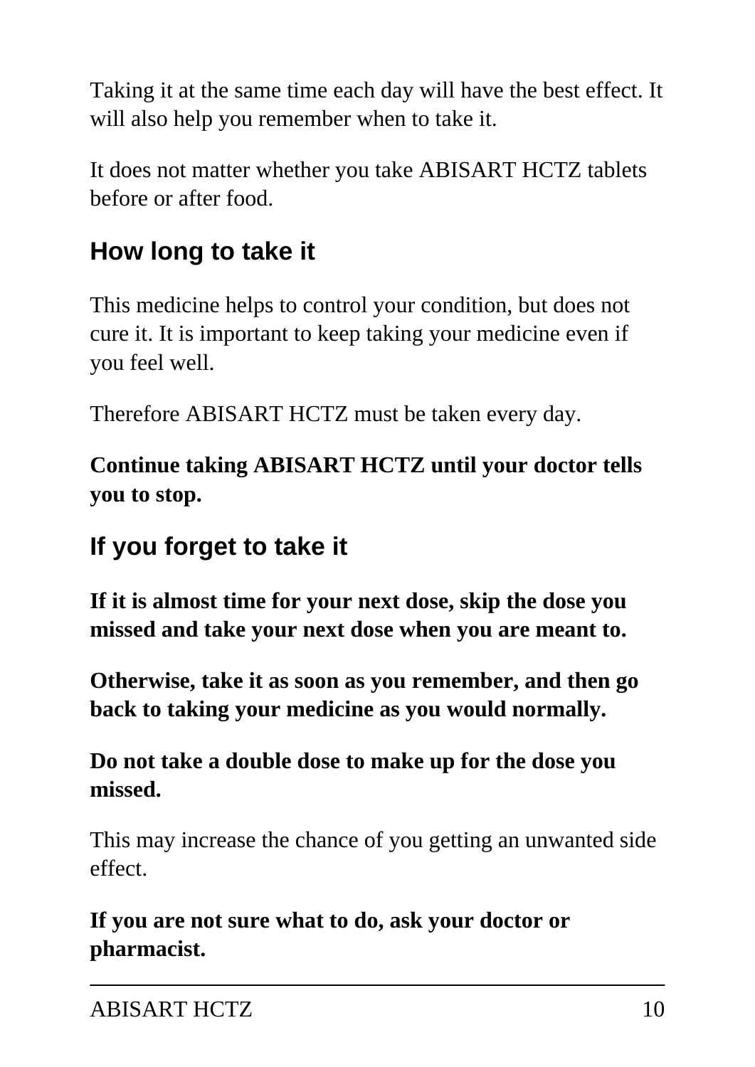Taking it at the same time each day will have the best effect. It will also help you remember when to take it.

It does not matter whether you take ABISART HCTZ tablets before or after food.

## How long to take it

This medicine helps to control your condition, but does not cure it. It is important to keep taking your medicine even if you feel well.

Therefore ABISART HCTZ must be taken every day.

**Continue taking ABISART HCTZ until your doctor tells you to stop.**

## If you forget to take it

**If it is almost time for your next dose, skip the dose you missed and take your next dose when you are meant to.**

**Otherwise, take it as soon as you remember, and then go back to taking your medicine as you would normally.**

**Do not take a double dose to make up for the dose you missed.**

This may increase the chance of you getting an unwanted side effect.

**If you are not sure what to do, ask your doctor or pharmacist.**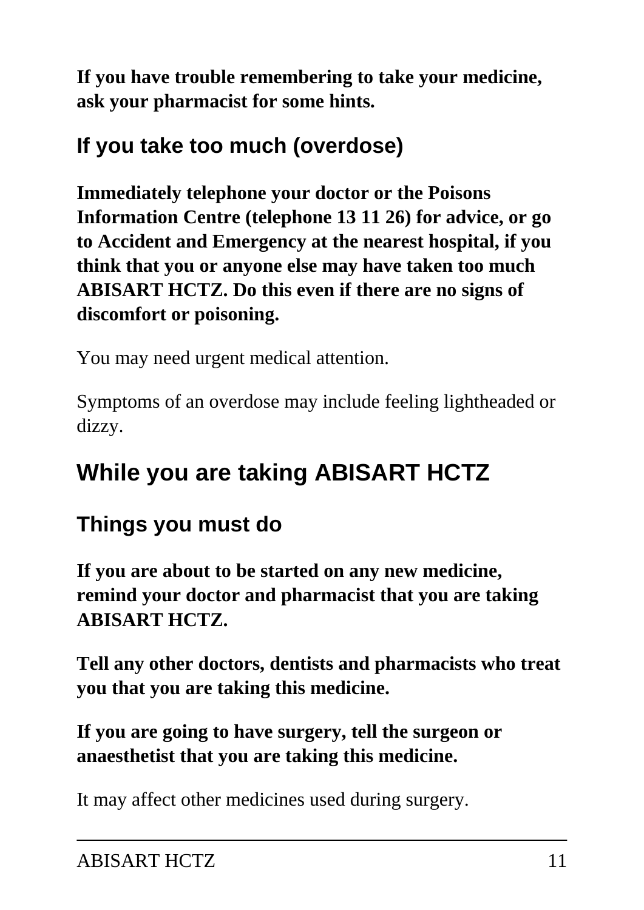**If you have trouble remembering to take your medicine, ask your pharmacist for some hints.**

### If you take too much (overdose)

**Immediately telephone your doctor or the Poisons Information Centre (telephone 13 11 26) for advice, or go to Accident and Emergency at the nearest hospital, if you think that you or anyone else may have taken too much ABISART HCTZ. Do this even if there are no signs of discomfort or poisoning.**

You may need urgent medical attention.

Symptoms of an overdose may include feeling lightheaded or dizzy.

## While you are taking ABISART HCTZ

### Things you must do

**If you are about to be started on any new medicine, remind your doctor and pharmacist that you are taking ABISART HCTZ.**

**Tell any other doctors, dentists and pharmacists who treat you that you are taking this medicine.**

**If you are going to have surgery, tell the surgeon or anaesthetist that you are taking this medicine.**

It may affect other medicines used during surgery.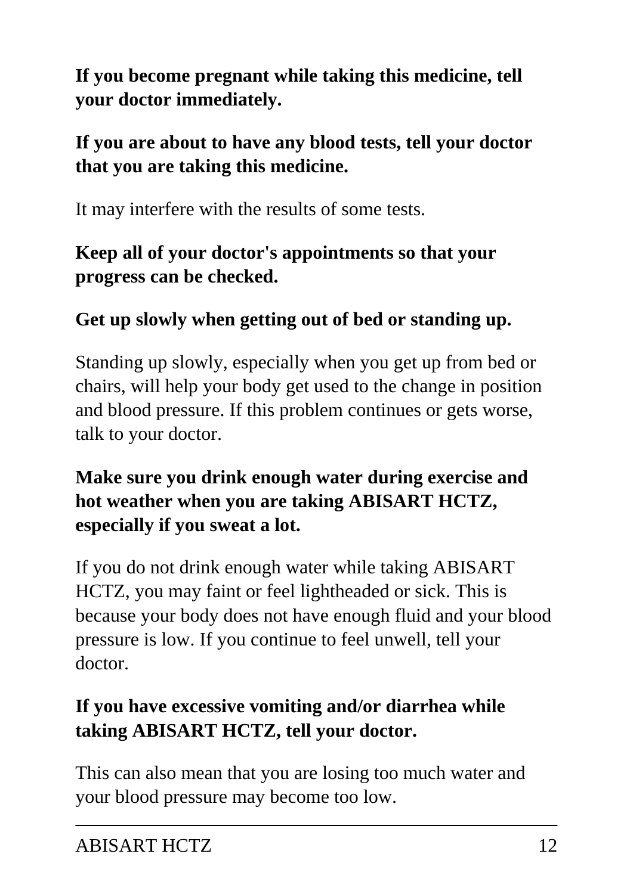**If you become pregnant while taking this medicine, tell your doctor immediately.**

**If you are about to have any blood tests, tell your doctor that you are taking this medicine.**

It may interfere with the results of some tests.

**Keep all of your doctor's appointments so that your progress can be checked.**

**Get up slowly when getting out of bed or standing up.**

Standing up slowly, especially when you get up from bed or chairs, will help your body get used to the change in position and blood pressure. If this problem continues or gets worse, talk to your doctor.

**Make sure you drink enough water during exercise and hot weather when you are taking ABISART HCTZ, especially if you sweat a lot.**

If you do not drink enough water while taking ABISART HCTZ, you may faint or feel lightheaded or sick. This is because your body does not have enough fluid and your blood pressure is low. If you continue to feel unwell, tell your doctor.

**If you have excessive vomiting and/or diarrhea while taking ABISART HCTZ, tell your doctor.**

This can also mean that you are losing too much water and your blood pressure may become too low.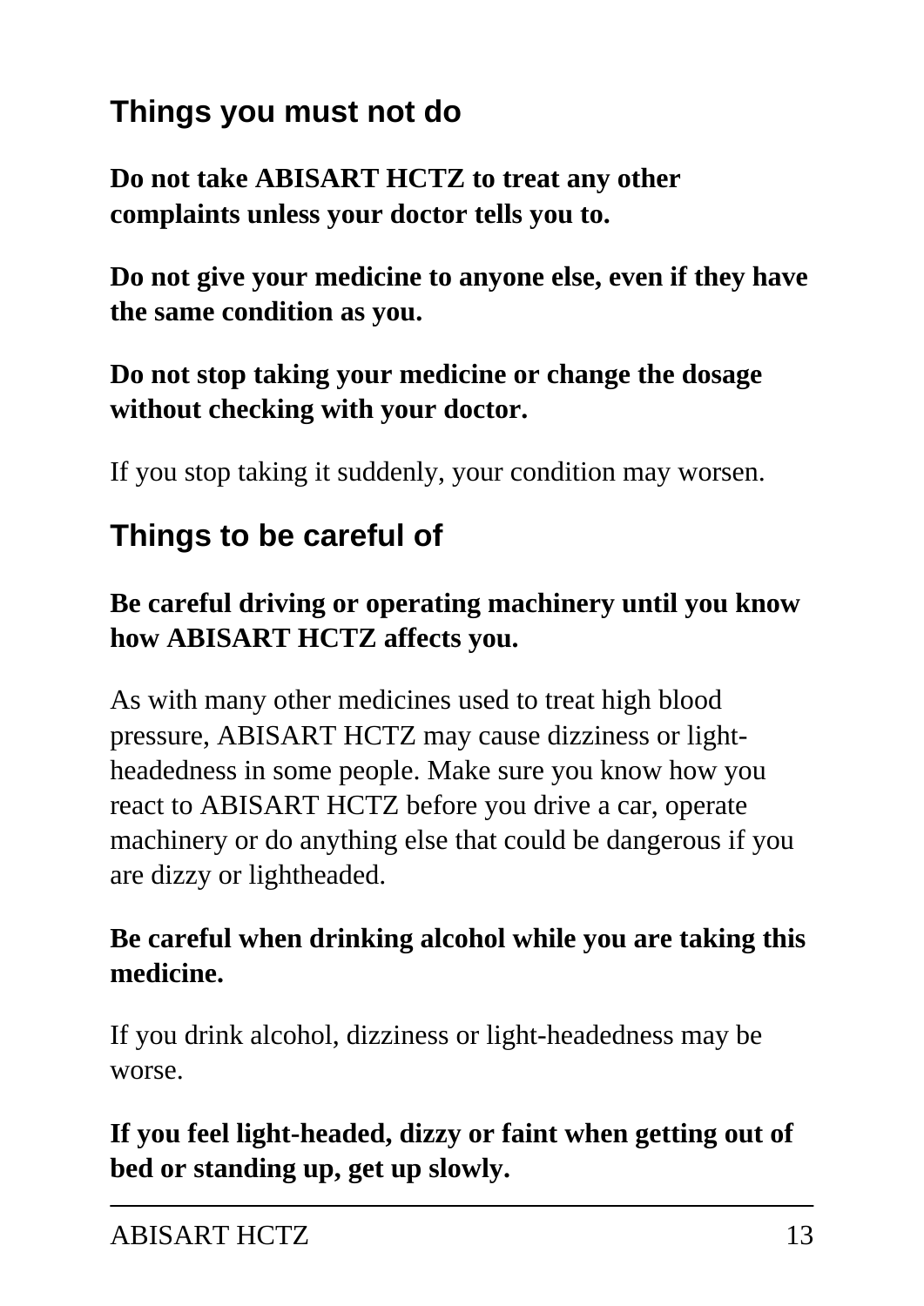## Things you must not do

**Do not take ABISART HCTZ to treat any other complaints unless your doctor tells you to.**

**Do not give your medicine to anyone else, even if they have the same condition as you.**

**Do not stop taking your medicine or change the dosage without checking with your doctor.**

If you stop taking it suddenly, your condition may worsen.

## Things to be careful of

**Be careful driving or operating machinery until you know how ABISART HCTZ affects you.**

As with many other medicines used to treat high blood pressure, ABISART HCTZ may cause dizziness or light-headedness in some people. Make sure you know how you react to ABISART HCTZ before you drive a car, operate machinery or do anything else that could be dangerous if you are dizzy or lightheaded.

**Be careful when drinking alcohol while you are taking this medicine.**

If you drink alcohol, dizziness or light-headedness may be worse.

**If you feel light-headed, dizzy or faint when getting out of bed or standing up, get up slowly.**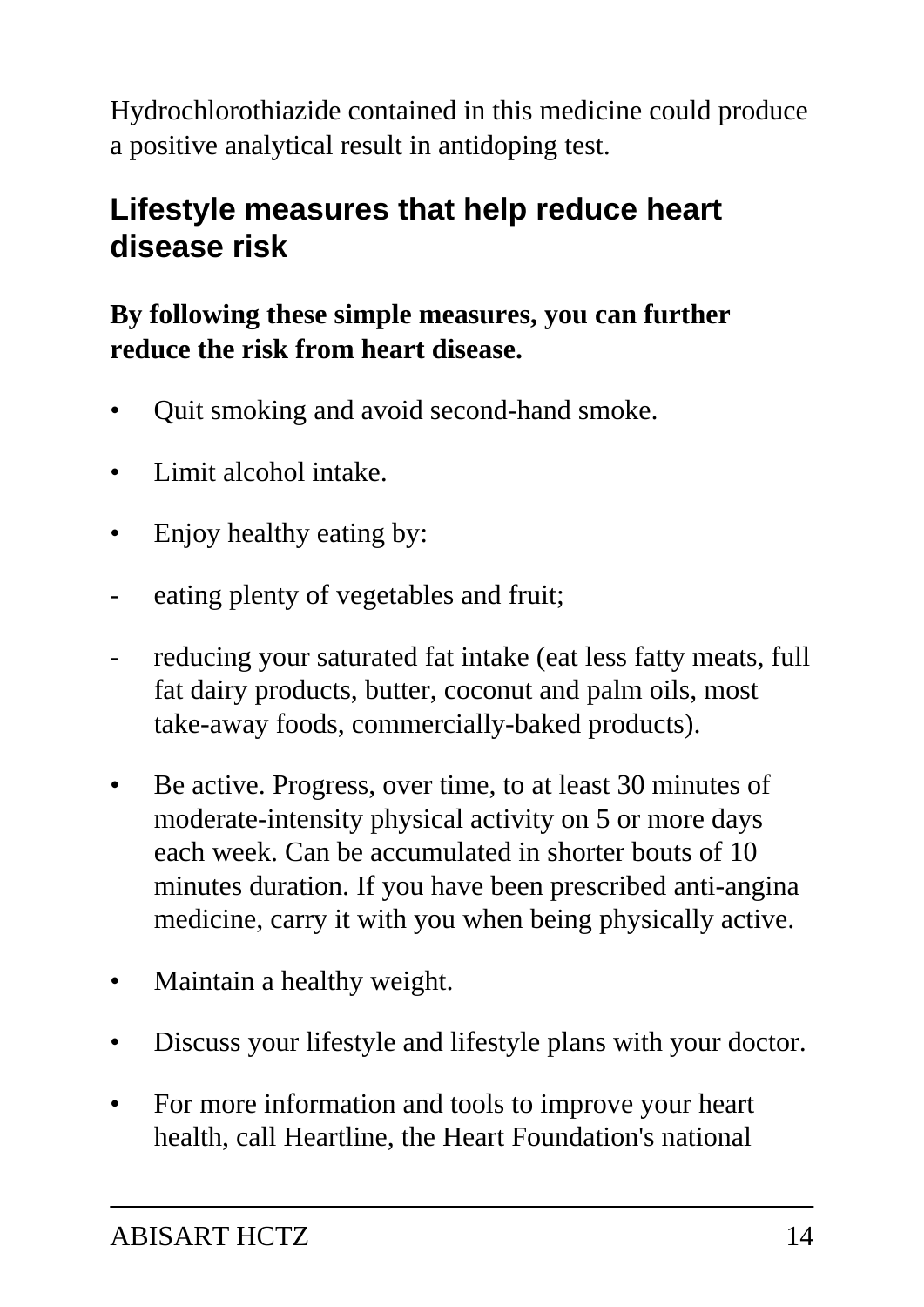Hydrochlorothiazide contained in this medicine could produce a positive analytical result in antidoping test.

## Lifestyle measures that help reduce heart disease risk

**By following these simple measures, you can further reduce the risk from heart disease.**

- Quit smoking and avoid second-hand smoke.
- Limit alcohol intake.
- Enjoy healthy eating by:
  - eating plenty of vegetables and fruit;
  - reducing your saturated fat intake (eat less fatty meats, full fat dairy products, butter, coconut and palm oils, most take-away foods, commercially-baked products).
- Be active. Progress, over time, to at least 30 minutes of moderate-intensity physical activity on 5 or more days each week. Can be accumulated in shorter bouts of 10 minutes duration. If you have been prescribed anti-angina medicine, carry it with you when being physically active.
- Maintain a healthy weight.
- Discuss your lifestyle and lifestyle plans with your doctor.
- For more information and tools to improve your heart health, call Heartline, the Heart Foundation's national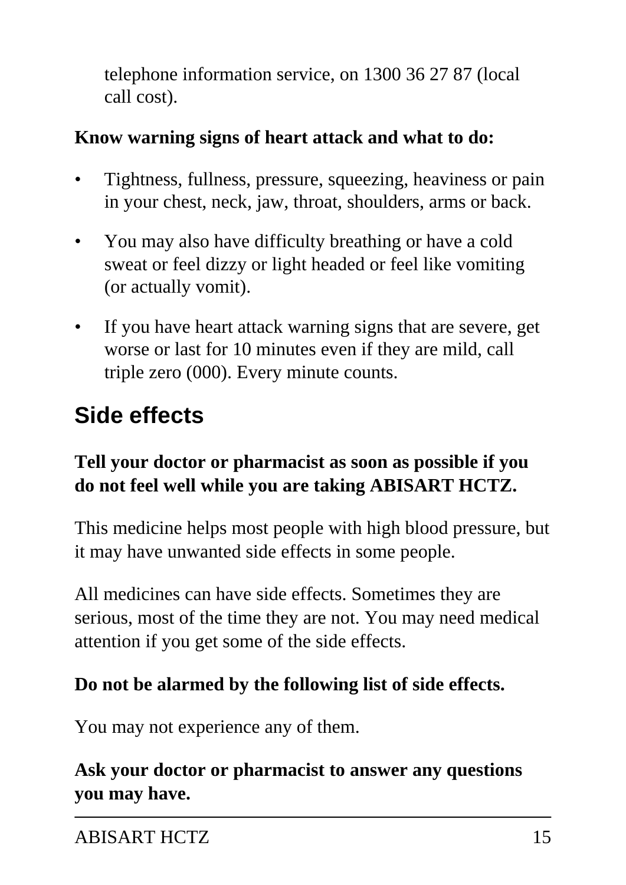telephone information service, on 1300 36 27 87 (local call cost).

**Know warning signs of heart attack and what to do:**

- Tightness, fullness, pressure, squeezing, heaviness or pain in your chest, neck, jaw, throat, shoulders, arms or back.
- You may also have difficulty breathing or have a cold sweat or feel dizzy or light headed or feel like vomiting (or actually vomit).
- If you have heart attack warning signs that are severe, get worse or last for 10 minutes even if they are mild, call triple zero (000). Every minute counts.

## Side effects

**Tell your doctor or pharmacist as soon as possible if you do not feel well while you are taking ABISART HCTZ.**

This medicine helps most people with high blood pressure, but it may have unwanted side effects in some people.

All medicines can have side effects. Sometimes they are serious, most of the time they are not. You may need medical attention if you get some of the side effects.

**Do not be alarmed by the following list of side effects.**

You may not experience any of them.

**Ask your doctor or pharmacist to answer any questions you may have.**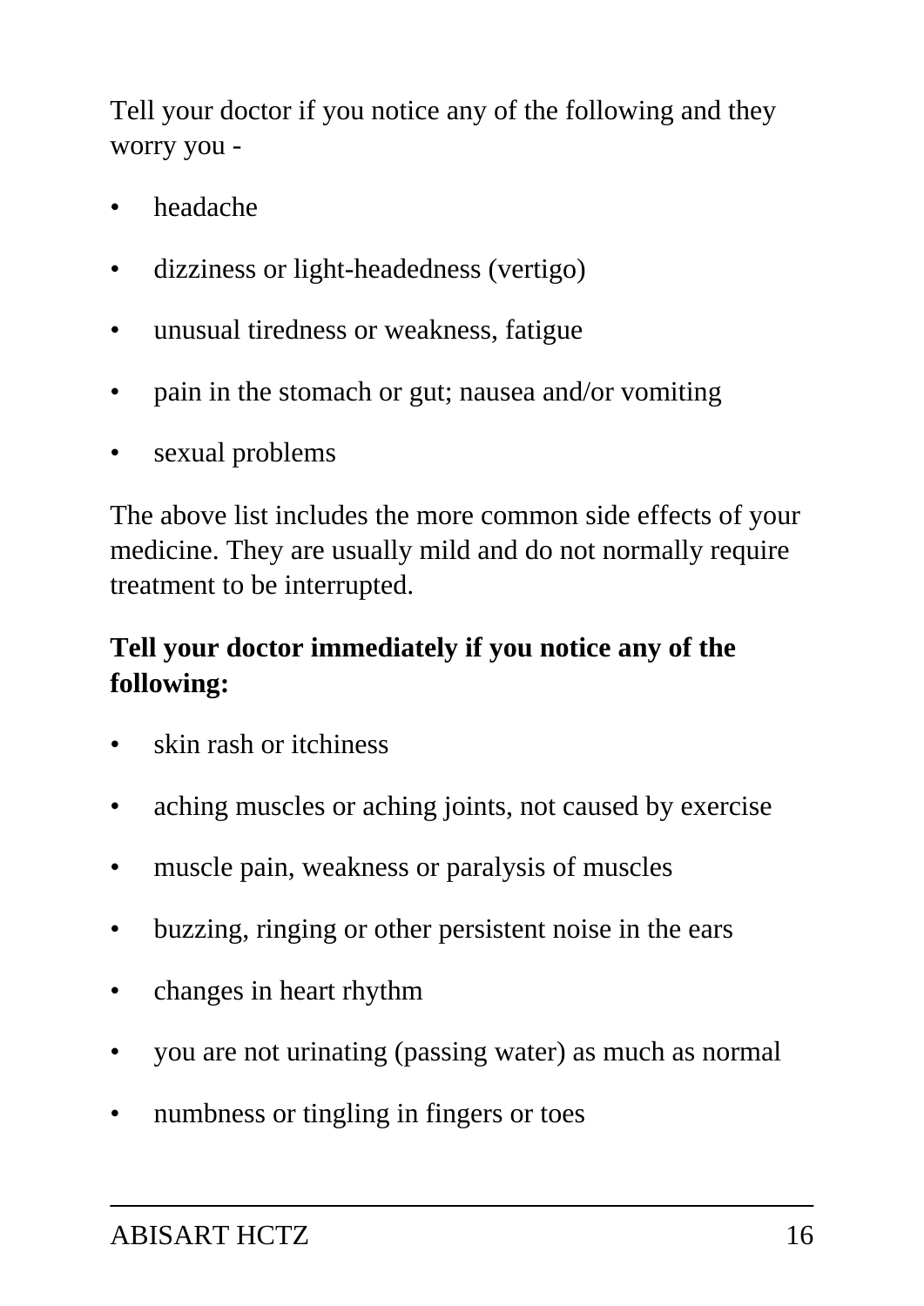Tell your doctor if you notice any of the following and they worry you -

- headache
- dizziness or light-headedness (vertigo)
- unusual tiredness or weakness, fatigue
- pain in the stomach or gut; nausea and/or vomiting
- sexual problems

The above list includes the more common side effects of your medicine. They are usually mild and do not normally require treatment to be interrupted.

**Tell your doctor immediately if you notice any of the following:**

- skin rash or itchiness
- aching muscles or aching joints, not caused by exercise
- muscle pain, weakness or paralysis of muscles
- buzzing, ringing or other persistent noise in the ears
- changes in heart rhythm
- you are not urinating (passing water) as much as normal
- numbness or tingling in fingers or toes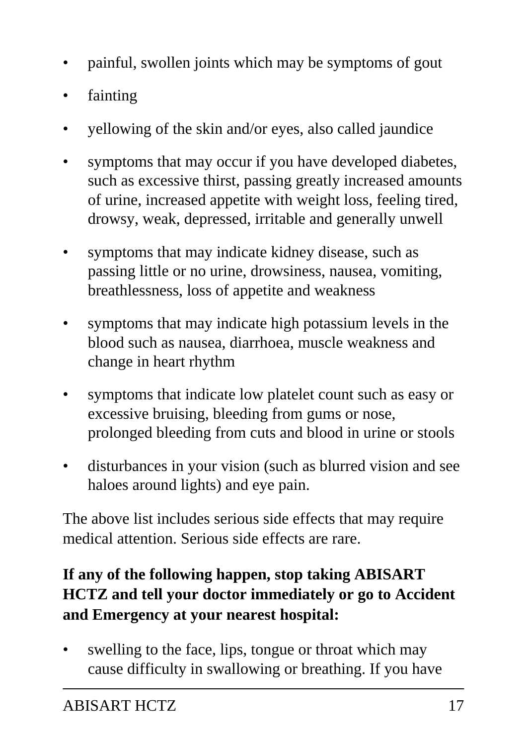- painful, swollen joints which may be symptoms of gout
- fainting
- yellowing of the skin and/or eyes, also called jaundice
- symptoms that may occur if you have developed diabetes, such as excessive thirst, passing greatly increased amounts of urine, increased appetite with weight loss, feeling tired, drowsy, weak, depressed, irritable and generally unwell
- symptoms that may indicate kidney disease, such as passing little or no urine, drowsiness, nausea, vomiting, breathlessness, loss of appetite and weakness
- symptoms that may indicate high potassium levels in the blood such as nausea, diarrhoea, muscle weakness and change in heart rhythm
- symptoms that indicate low platelet count such as easy or excessive bruising, bleeding from gums or nose, prolonged bleeding from cuts and blood in urine or stools
- disturbances in your vision (such as blurred vision and see haloes around lights) and eye pain.

The above list includes serious side effects that may require medical attention. Serious side effects are rare.

**If any of the following happen, stop taking ABISART HCTZ and tell your doctor immediately or go to Accident and Emergency at your nearest hospital:**

- swelling to the face, lips, tongue or throat which may cause difficulty in swallowing or breathing. If you have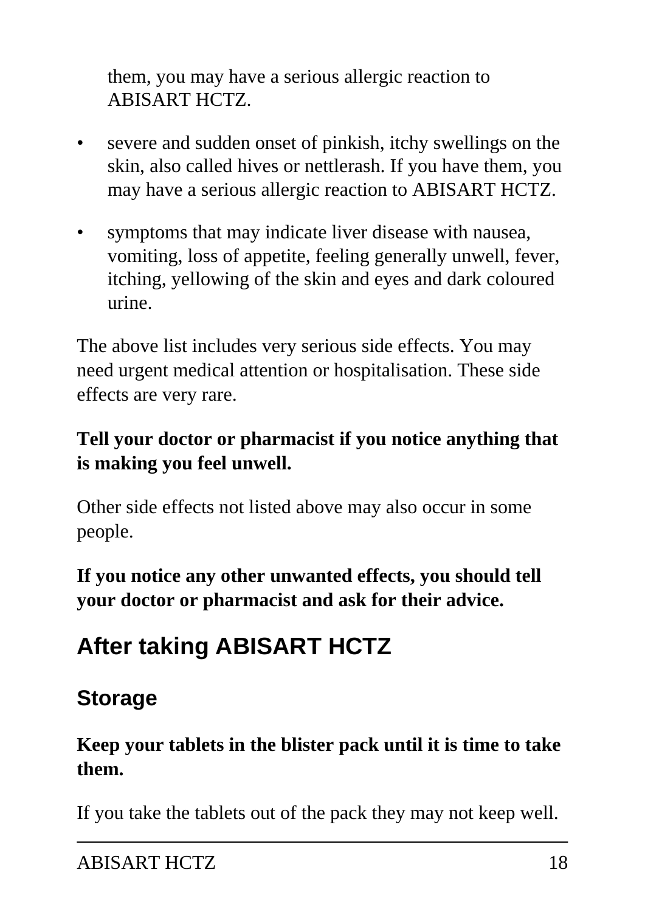them, you may have a serious allergic reaction to ABISART HCTZ.

- severe and sudden onset of pinkish, itchy swellings on the skin, also called hives or nettlerash. If you have them, you may have a serious allergic reaction to ABISART HCTZ.
- symptoms that may indicate liver disease with nausea, vomiting, loss of appetite, feeling generally unwell, fever, itching, yellowing of the skin and eyes and dark coloured urine.

The above list includes very serious side effects. You may need urgent medical attention or hospitalisation. These side effects are very rare.

**Tell your doctor or pharmacist if you notice anything that is making you feel unwell.**

Other side effects not listed above may also occur in some people.

**If you notice any other unwanted effects, you should tell your doctor or pharmacist and ask for their advice.**

## After taking ABISART HCTZ

### Storage

**Keep your tablets in the blister pack until it is time to take them.**

If you take the tablets out of the pack they may not keep well.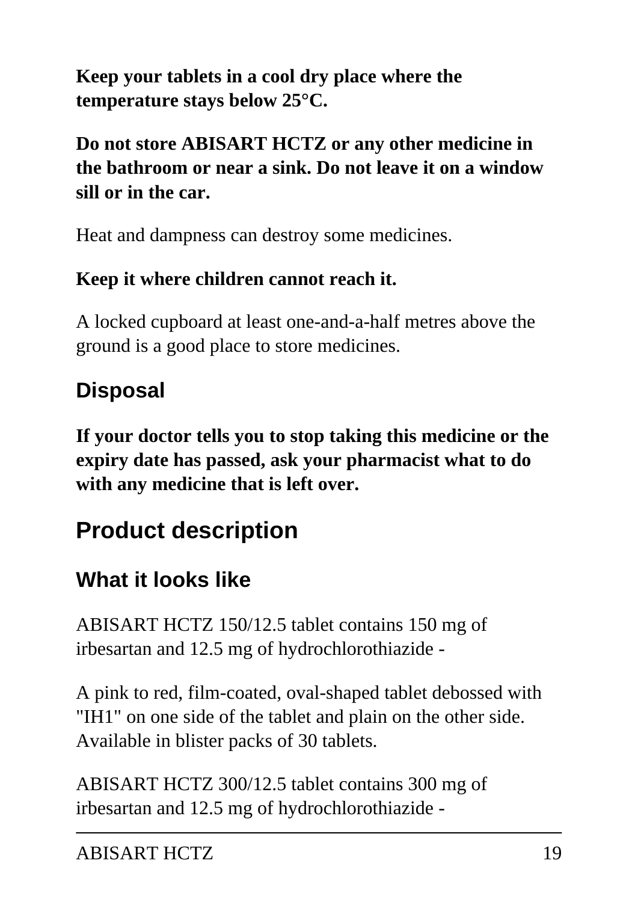**Keep your tablets in a cool dry place where the temperature stays below 25°C.**

**Do not store ABISART HCTZ or any other medicine in the bathroom or near a sink. Do not leave it on a window sill or in the car.**

Heat and dampness can destroy some medicines.

**Keep it where children cannot reach it.**

A locked cupboard at least one-and-a-half metres above the ground is a good place to store medicines.

### Disposal

**If your doctor tells you to stop taking this medicine or the expiry date has passed, ask your pharmacist what to do with any medicine that is left over.**

## Product description

### What it looks like

ABISART HCTZ 150/12.5 tablet contains 150 mg of irbesartan and 12.5 mg of hydrochlorothiazide -

A pink to red, film-coated, oval-shaped tablet debossed with "IH1" on one side of the tablet and plain on the other side. Available in blister packs of 30 tablets.

ABISART HCTZ 300/12.5 tablet contains 300 mg of irbesartan and 12.5 mg of hydrochlorothiazide -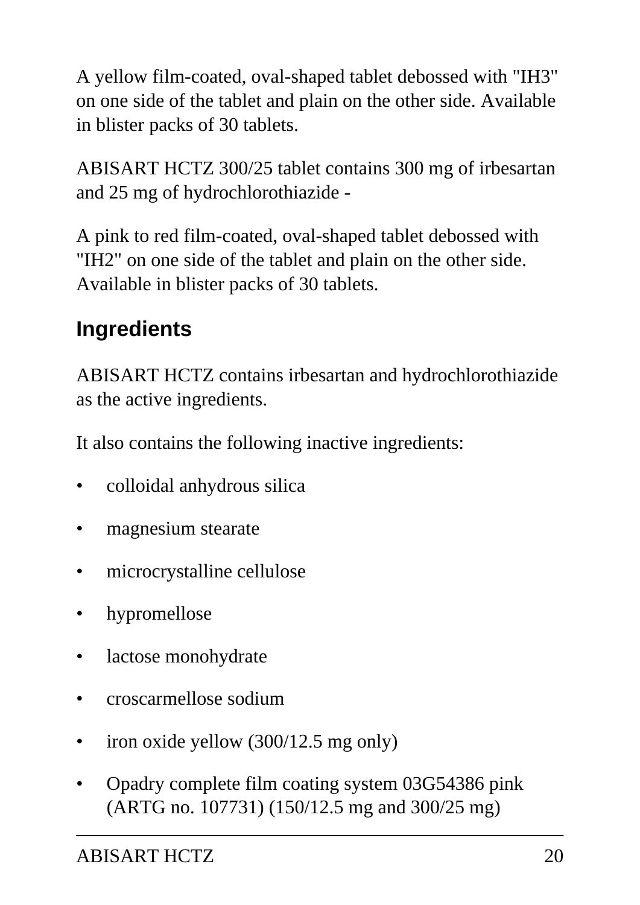A yellow film-coated, oval-shaped tablet debossed with "IH3" on one side of the tablet and plain on the other side. Available in blister packs of 30 tablets.

ABISART HCTZ 300/25 tablet contains 300 mg of irbesartan and 25 mg of hydrochlorothiazide -

A pink to red film-coated, oval-shaped tablet debossed with "IH2" on one side of the tablet and plain on the other side. Available in blister packs of 30 tablets.

## Ingredients

ABISART HCTZ contains irbesartan and hydrochlorothiazide as the active ingredients.

It also contains the following inactive ingredients:

- colloidal anhydrous silica
- magnesium stearate
- microcrystalline cellulose
- hypromellose
- lactose monohydrate
- croscarmellose sodium
- iron oxide yellow (300/12.5 mg only)
- Opadry complete film coating system 03G54386 pink (ARTG no. 107731) (150/12.5 mg and 300/25 mg)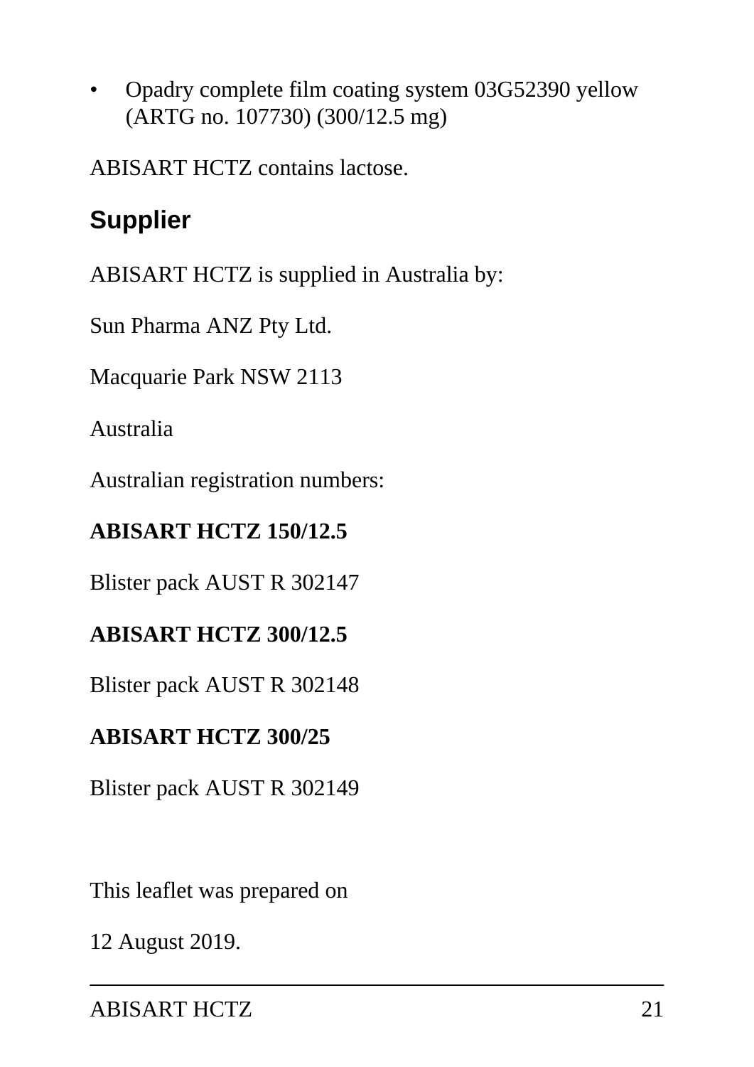- Opadry complete film coating system 03G52390 yellow (ARTG no. 107730) (300/12.5 mg)

ABISART HCTZ contains lactose.

## Supplier

ABISART HCTZ is supplied in Australia by:

Sun Pharma ANZ Pty Ltd.

Macquarie Park NSW 2113

Australia

Australian registration numbers:

**ABISART HCTZ 150/12.5**

Blister pack AUST R 302147

**ABISART HCTZ 300/12.5**

Blister pack AUST R 302148

**ABISART HCTZ 300/25**

Blister pack AUST R 302149

This leaflet was prepared on

12 August 2019.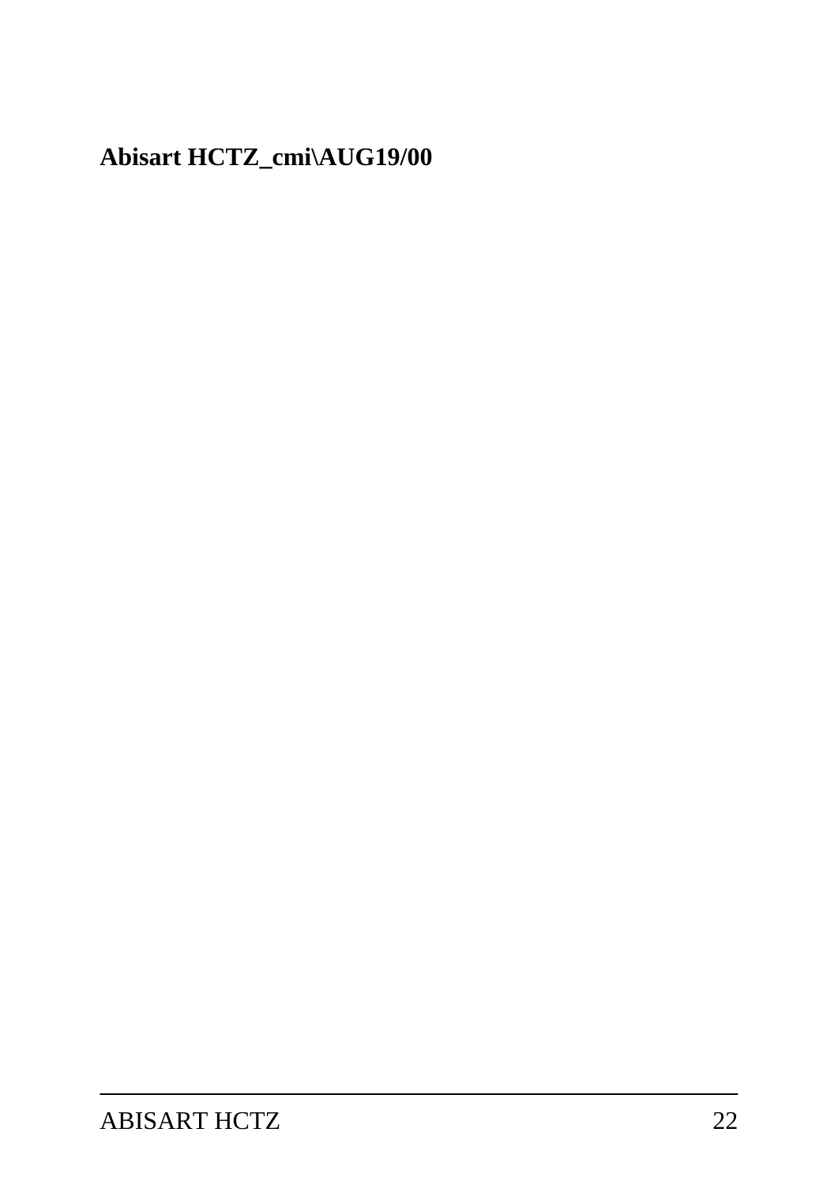**Abisart HCTZ_cmi\AUG19/00**